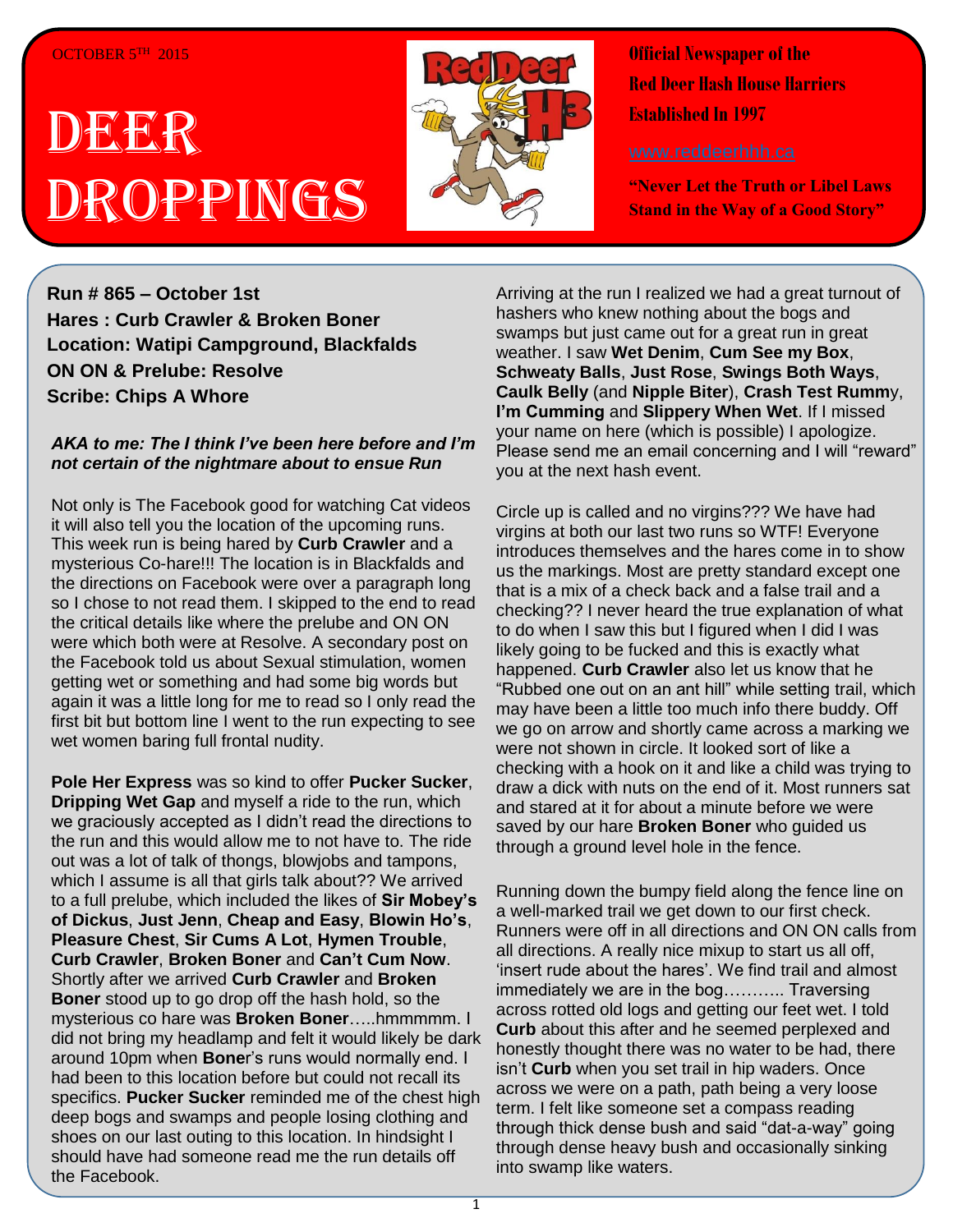OCTOBER 5TH 2015

# DEER DROPPINGS

**Official Newspaper of the Red Deer Hash House Harriers Established In 1997**

www.reddeerhhh.ca

**"Never Let the Truth or Libel Laws Stand in the Way of a Good Story"**

**Run # 865 – October 1st**
**Hares : Curb Crawler & Broken Boner**
**Location: Watipi Campground, Blackfalds**
**ON ON & Prelube: Resolve**
**Scribe: Chips A Whore**

***AKA to me: The I think I've been here before and I'm not certain of the nightmare about to ensue Run***

Not only is The Facebook good for watching Cat videos it will also tell you the location of the upcoming runs. This week run is being hared by **Curb Crawler** and a mysterious Co-hare!!! The location is in Blackfalds and the directions on Facebook were over a paragraph long so I chose to not read them. I skipped to the end to read the critical details like where the prelube and ON ON were which both were at Resolve. A secondary post on the Facebook told us about Sexual stimulation, women getting wet or something and had some big words but again it was a little long for me to read so I only read the first bit but bottom line I went to the run expecting to see wet women baring full frontal nudity.

**Pole Her Express** was so kind to offer **Pucker Sucker**, **Dripping Wet Gap** and myself a ride to the run, which we graciously accepted as I didn't read the directions to the run and this would allow me to not have to. The ride out was a lot of talk of thongs, blowjobs and tampons, which I assume is all that girls talk about?? We arrived to a full prelube, which included the likes of **Sir Mobey's of Dickus**, **Just Jenn**, **Cheap and Easy**, **Blowin Ho's**, **Pleasure Chest**, **Sir Cums A Lot**, **Hymen Trouble**, **Curb Crawler**, **Broken Boner** and **Can't Cum Now**. Shortly after we arrived **Curb Crawler** and **Broken Boner** stood up to go drop off the hash hold, so the mysterious co hare was **Broken Boner**…..hmmmmm. I did not bring my headlamp and felt it would likely be dark around 10pm when **Boner**'s runs would normally end. I had been to this location before but could not recall its specifics. **Pucker Sucker** reminded me of the chest high deep bogs and swamps and people losing clothing and shoes on our last outing to this location. In hindsight I should have had someone read me the run details off the Facebook.

Arriving at the run I realized we had a great turnout of hashers who knew nothing about the bogs and swamps but just came out for a great run in great weather. I saw **Wet Denim**, **Cum See my Box**, **Schweaty Balls**, **Just Rose**, **Swings Both Ways**, **Caulk Belly** (and **Nipple Biter**), **Crash Test Rumm**y, **I'm Cumming** and **Slippery When Wet**. If I missed your name on here (which is possible) I apologize. Please send me an email concerning and I will "reward" you at the next hash event.

Circle up is called and no virgins??? We have had virgins at both our last two runs so WTF! Everyone introduces themselves and the hares come in to show us the markings. Most are pretty standard except one that is a mix of a check back and a false trail and a checking?? I never heard the true explanation of what to do when I saw this but I figured when I did I was likely going to be fucked and this is exactly what happened. **Curb Crawler** also let us know that he "Rubbed one out on an ant hill" while setting trail, which may have been a little too much info there buddy. Off we go on arrow and shortly came across a marking we were not shown in circle. It looked sort of like a checking with a hook on it and like a child was trying to draw a dick with nuts on the end of it. Most runners sat and stared at it for about a minute before we were saved by our hare **Broken Boner** who guided us through a ground level hole in the fence.

Running down the bumpy field along the fence line on a well-marked trail we get down to our first check. Runners were off in all directions and ON ON calls from all directions. A really nice mixup to start us all off, 'insert rude about the hares'. We find trail and almost immediately we are in the bog……….. Traversing across rotted old logs and getting our feet wet. I told **Curb** about this after and he seemed perplexed and honestly thought there was no water to be had, there isn't **Curb** when you set trail in hip waders. Once across we were on a path, path being a very loose term. I felt like someone set a compass reading through thick dense bush and said "dat-a-way" going through dense heavy bush and occasionally sinking into swamp like waters.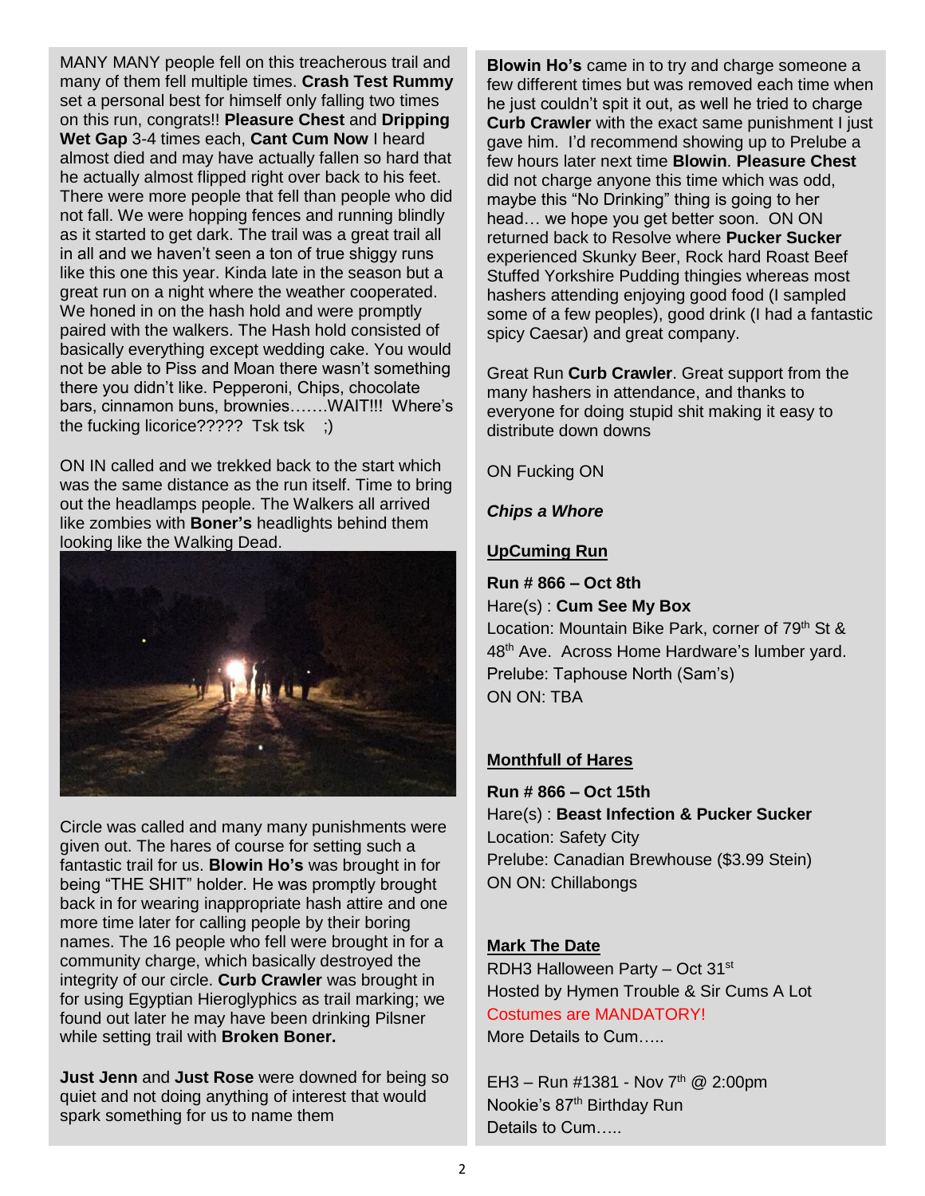MANY MANY people fell on this treacherous trail and many of them fell multiple times. **Crash Test Rummy** set a personal best for himself only falling two times on this run, congrats!! **Pleasure Chest** and **Dripping Wet Gap** 3-4 times each, **Cant Cum Now** I heard almost died and may have actually fallen so hard that he actually almost flipped right over back to his feet. There were more people that fell than people who did not fall. We were hopping fences and running blindly as it started to get dark. The trail was a great trail all in all and we haven't seen a ton of true shiggy runs like this one this year. Kinda late in the season but a great run on a night where the weather cooperated. We honed in on the hash hold and were promptly paired with the walkers. The Hash hold consisted of basically everything except wedding cake. You would not be able to Piss and Moan there wasn't something there you didn't like. Pepperoni, Chips, chocolate bars, cinnamon buns, brownies…….WAIT!!! Where's the fucking licorice????? Tsk tsk ;)

ON IN called and we trekked back to the start which was the same distance as the run itself. Time to bring out the headlamps people. The Walkers all arrived like zombies with **Boner's** headlights behind them looking like the Walking Dead.

Circle was called and many many punishments were given out. The hares of course for setting such a fantastic trail for us. **Blowin Ho's** was brought in for being "THE SHIT" holder. He was promptly brought back in for wearing inappropriate hash attire and one more time later for calling people by their boring names. The 16 people who fell were brought in for a community charge, which basically destroyed the integrity of our circle. **Curb Crawler** was brought in for using Egyptian Hieroglyphics as trail marking; we found out later he may have been drinking Pilsner while setting trail with **Broken Boner.**

**Just Jenn** and **Just Rose** were downed for being so quiet and not doing anything of interest that would spark something for us to name them

**Blowin Ho's** came in to try and charge someone a few different times but was removed each time when he just couldn't spit it out, as well he tried to charge **Curb Crawler** with the exact same punishment I just gave him. I'd recommend showing up to Prelube a few hours later next time **Blowin**. **Pleasure Chest** did not charge anyone this time which was odd, maybe this "No Drinking" thing is going to her head… we hope you get better soon. ON ON returned back to Resolve where **Pucker Sucker** experienced Skunky Beer, Rock hard Roast Beef Stuffed Yorkshire Pudding thingies whereas most hashers attending enjoying good food (I sampled some of a few peoples), good drink (I had a fantastic spicy Caesar) and great company.

Great Run **Curb Crawler**. Great support from the many hashers in attendance, and thanks to everyone for doing stupid shit making it easy to distribute down downs

ON Fucking ON

***Chips a Whore***

## UpCuming Run

**Run # 866 – Oct 8th**
Hare(s) : **Cum See My Box**
Location: Mountain Bike Park, corner of 79th St & 48th Ave. Across Home Hardware's lumber yard.
Prelube: Taphouse North (Sam's)
ON ON: TBA

## Monthfull of Hares

**Run # 866 – Oct 15th**
Hare(s) : **Beast Infection & Pucker Sucker**
Location: Safety City
Prelube: Canadian Brewhouse ($3.99 Stein)
ON ON: Chillabongs

## Mark The Date

RDH3 Halloween Party – Oct 31st
Hosted by Hymen Trouble & Sir Cums A Lot
Costumes are MANDATORY!
More Details to Cum…..

EH3 – Run #1381 - Nov 7th @ 2:00pm
Nookie's 87th Birthday Run
Details to Cum…..